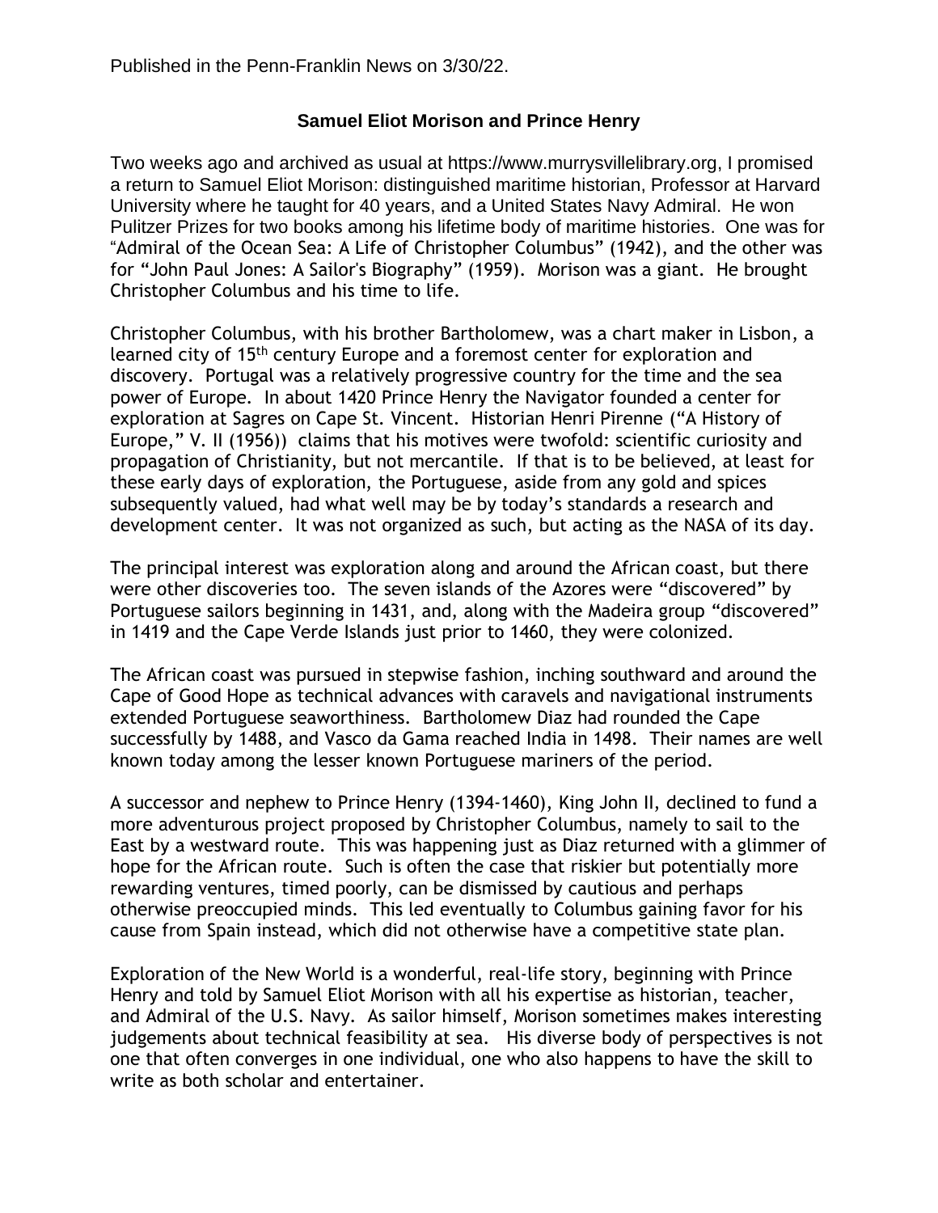Published in the Penn-Franklin News on 3/30/22.

## Samuel Eliot Morison and Prince Henry

Two weeks ago and archived as usual at https://www.murrysvillelibrary.org, I promised a return to Samuel Eliot Morison: distinguished maritime historian, Professor at Harvard University where he taught for 40 years, and a United States Navy Admiral. He won Pulitzer Prizes for two books among his lifetime body of maritime histories. One was for "Admiral of the Ocean Sea: A Life of Christopher Columbus" (1942), and the other was for "John Paul Jones: A Sailor's Biography" (1959). Morison was a giant. He brought Christopher Columbus and his time to life.

Christopher Columbus, with his brother Bartholomew, was a chart maker in Lisbon, a learned city of 15th century Europe and a foremost center for exploration and discovery. Portugal was a relatively progressive country for the time and the sea power of Europe. In about 1420 Prince Henry the Navigator founded a center for exploration at Sagres on Cape St. Vincent. Historian Henri Pirenne ("A History of Europe," V. II (1956)) claims that his motives were twofold: scientific curiosity and propagation of Christianity, but not mercantile. If that is to be believed, at least for these early days of exploration, the Portuguese, aside from any gold and spices subsequently valued, had what well may be by today's standards a research and development center. It was not organized as such, but acting as the NASA of its day.

The principal interest was exploration along and around the African coast, but there were other discoveries too. The seven islands of the Azores were "discovered" by Portuguese sailors beginning in 1431, and, along with the Madeira group "discovered" in 1419 and the Cape Verde Islands just prior to 1460, they were colonized.

The African coast was pursued in stepwise fashion, inching southward and around the Cape of Good Hope as technical advances with caravels and navigational instruments extended Portuguese seaworthiness. Bartholomew Diaz had rounded the Cape successfully by 1488, and Vasco da Gama reached India in 1498. Their names are well known today among the lesser known Portuguese mariners of the period.

A successor and nephew to Prince Henry (1394-1460), King John II, declined to fund a more adventurous project proposed by Christopher Columbus, namely to sail to the East by a westward route. This was happening just as Diaz returned with a glimmer of hope for the African route. Such is often the case that riskier but potentially more rewarding ventures, timed poorly, can be dismissed by cautious and perhaps otherwise preoccupied minds. This led eventually to Columbus gaining favor for his cause from Spain instead, which did not otherwise have a competitive state plan.

Exploration of the New World is a wonderful, real-life story, beginning with Prince Henry and told by Samuel Eliot Morison with all his expertise as historian, teacher, and Admiral of the U.S. Navy. As sailor himself, Morison sometimes makes interesting judgements about technical feasibility at sea. His diverse body of perspectives is not one that often converges in one individual, one who also happens to have the skill to write as both scholar and entertainer.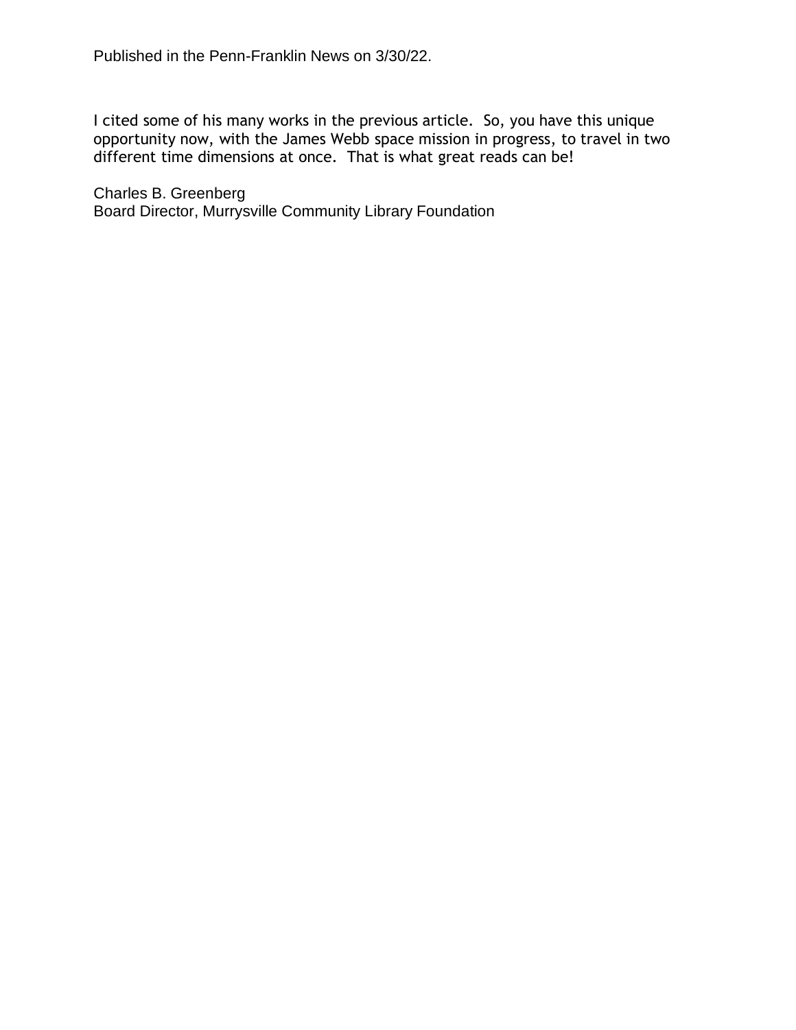Published in the Penn-Franklin News on 3/30/22.

I cited some of his many works in the previous article. So, you have this unique opportunity now, with the James Webb space mission in progress, to travel in two different time dimensions at once. That is what great reads can be!

Charles B. Greenberg
Board Director, Murrysville Community Library Foundation